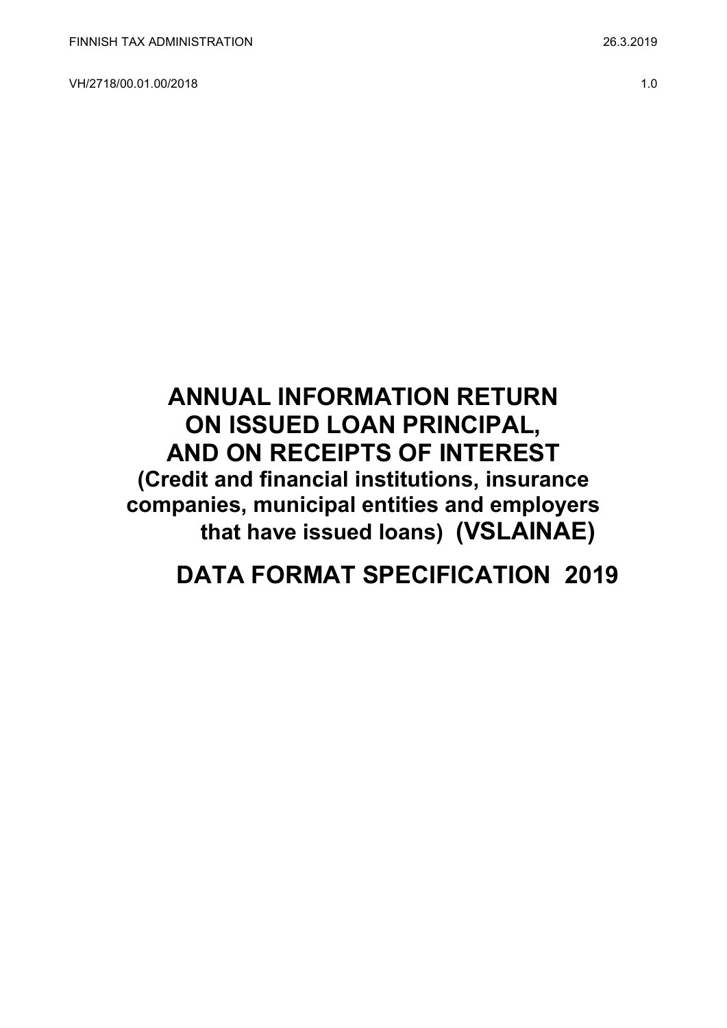FINNISH TAX ADMINISTRATION 26.3.2019

VH/2718/00.01.00/2018 1.0

# ANNUAL INFORMATION RETURN ON ISSUED LOAN PRINCIPAL, AND ON RECEIPTS OF INTEREST

**(Credit and financial institutions, insurance companies, municipal entities and employers that have issued loans) (VSLAINAE)**

# DATA FORMAT SPECIFICATION 2019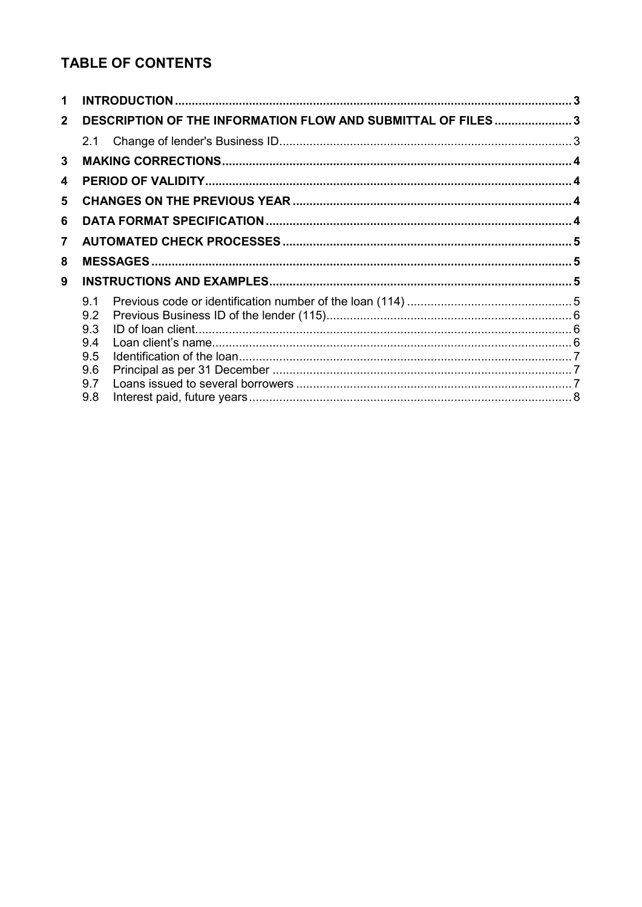# TABLE OF CONTENTS

1 INTRODUCTION ..... 3

2 DESCRIPTION OF THE INFORMATION FLOW AND SUBMITTAL OF FILES ..... 3

- 2.1 Change of lender's Business ID ..... 3

3 MAKING CORRECTIONS ..... 4

4 PERIOD OF VALIDITY ..... 4

5 CHANGES ON THE PREVIOUS YEAR ..... 4

6 DATA FORMAT SPECIFICATION ..... 4

7 AUTOMATED CHECK PROCESSES ..... 5

8 MESSAGES ..... 5

9 INSTRUCTIONS AND EXAMPLES ..... 5

- 9.1 Previous code or identification number of the loan (114) ..... 5
- 9.2 Previous Business ID of the lender (115) ..... 6
- 9.3 ID of loan client ..... 6
- 9.4 Loan client's name ..... 6
- 9.5 Identification of the loan ..... 7
- 9.6 Principal as per 31 December ..... 7
- 9.7 Loans issued to several borrowers ..... 7
- 9.8 Interest paid, future years ..... 8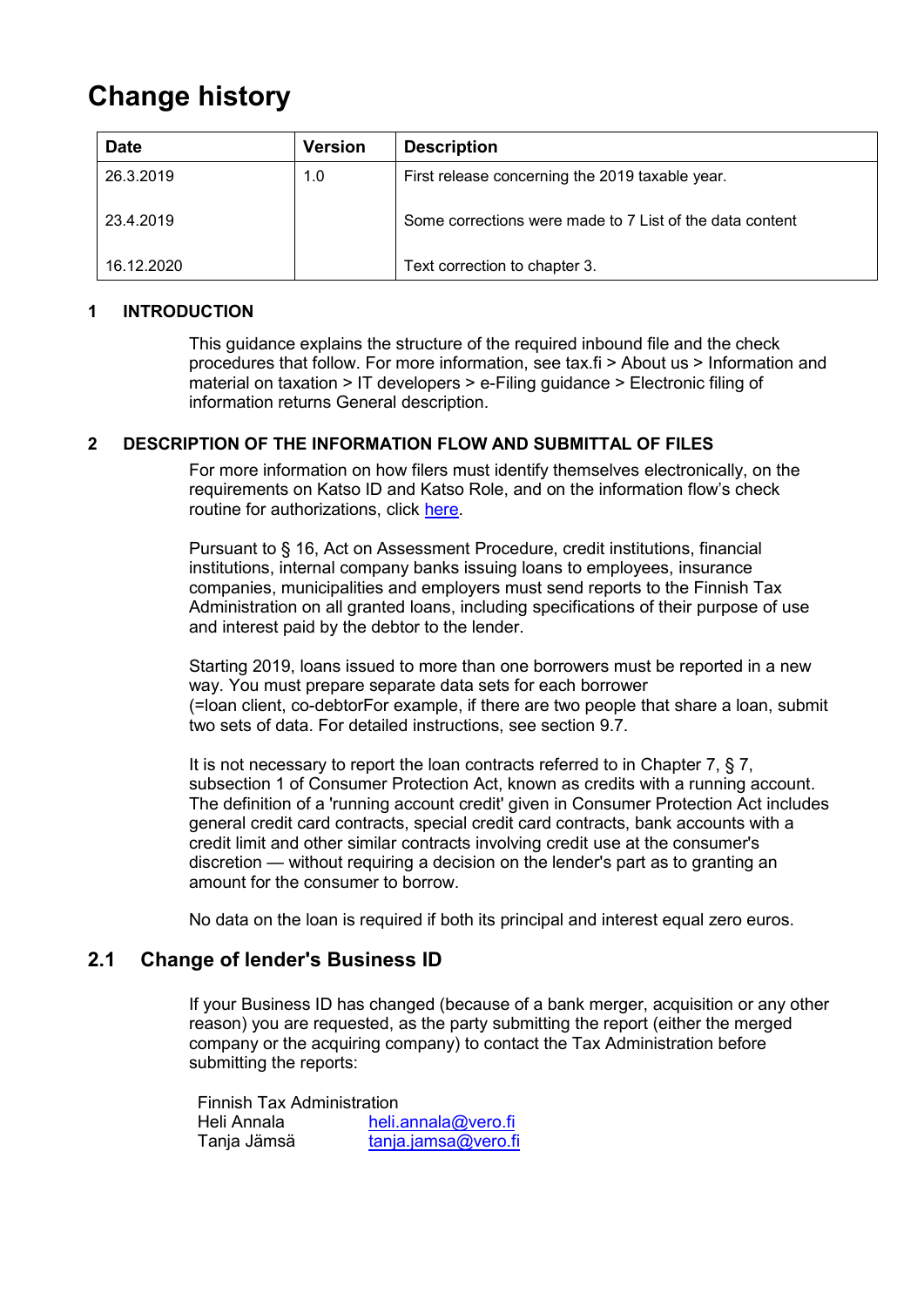# Change history

| Date | Version | Description |
|---|---|---|
| 26.3.2019 | 1.0 | First release concerning the 2019 taxable year. |
| 23.4.2019 | | Some corrections were made to 7 List of the data content |
| 16.12.2020 | | Text correction to chapter 3. |

## 1 INTRODUCTION

This guidance explains the structure of the required inbound file and the check procedures that follow. For more information, see tax.fi > About us > Information and material on taxation > IT developers > e-Filing guidance > Electronic filing of information returns General description.

## 2 DESCRIPTION OF THE INFORMATION FLOW AND SUBMITTAL OF FILES

For more information on how filers must identify themselves electronically, on the requirements on Katso ID and Katso Role, and on the information flow's check routine for authorizations, click here.

Pursuant to § 16, Act on Assessment Procedure, credit institutions, financial institutions, internal company banks issuing loans to employees, insurance companies, municipalities and employers must send reports to the Finnish Tax Administration on all granted loans, including specifications of their purpose of use and interest paid by the debtor to the lender.

Starting 2019, loans issued to more than one borrowers must be reported in a new way. You must prepare separate data sets for each borrower (=loan client, co-debtorFor example, if there are two people that share a loan, submit two sets of data. For detailed instructions, see section 9.7.

It is not necessary to report the loan contracts referred to in Chapter 7, § 7, subsection 1 of Consumer Protection Act, known as credits with a running account. The definition of a 'running account credit' given in Consumer Protection Act includes general credit card contracts, special credit card contracts, bank accounts with a credit limit and other similar contracts involving credit use at the consumer's discretion — without requiring a decision on the lender's part as to granting an amount for the consumer to borrow.

No data on the loan is required if both its principal and interest equal zero euros.

### 2.1 Change of lender's Business ID

If your Business ID has changed (because of a bank merger, acquisition or any other reason) you are requested, as the party submitting the report (either the merged company or the acquiring company) to contact the Tax Administration before submitting the reports:

Finnish Tax Administration
Heli Annala heli.annala@vero.fi
Tanja Jämsä tanja.jamsa@vero.fi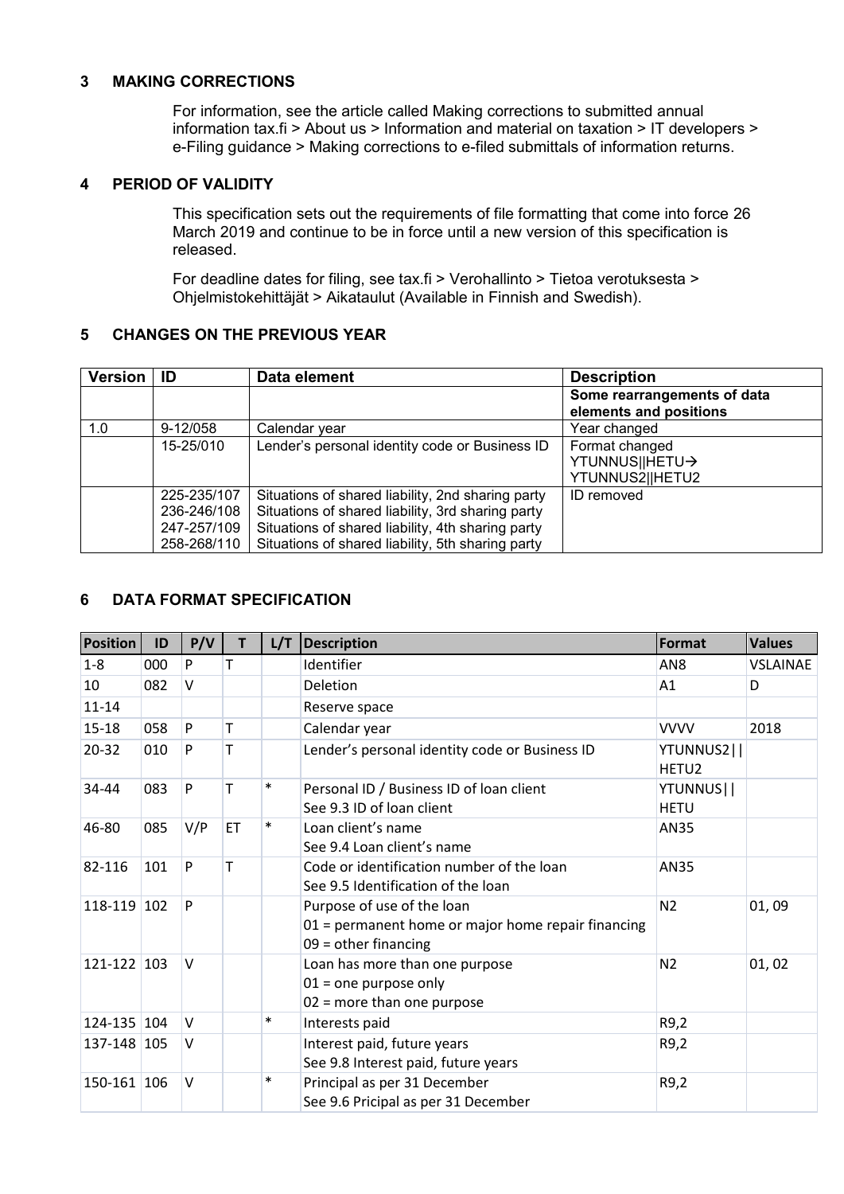## 3 MAKING CORRECTIONS

For information, see the article called Making corrections to submitted annual information tax.fi > About us > Information and material on taxation > IT developers > e-Filing guidance > Making corrections to e-filed submittals of information returns.

## 4 PERIOD OF VALIDITY

This specification sets out the requirements of file formatting that come into force 26 March 2019 and continue to be in force until a new version of this specification is released.

For deadline dates for filing, see tax.fi > Verohallinto > Tietoa verotuksesta > Ohjelmistokehittäjät > Aikataulut (Available in Finnish and Swedish).

## 5 CHANGES ON THE PREVIOUS YEAR

| Version | ID | Data element | Description |
|---|---|---|---|
| | | | **Some rearrangements of data elements and positions** |
| 1.0 | 9-12/058 | Calendar year | Year changed |
| | 15-25/010 | Lender's personal identity code or Business ID | Format changed YTUNNUS\|\|HETU→ YTUNNUS2\|\|HETU2 |
| | 225-235/107<br>236-246/108<br>247-257/109<br>258-268/110 | Situations of shared liability, 2nd sharing party<br>Situations of shared liability, 3rd sharing party<br>Situations of shared liability, 4th sharing party<br>Situations of shared liability, 5th sharing party | ID removed |

## 6 DATA FORMAT SPECIFICATION

| Position | ID | P/V | T | L/T | Description | Format | Values |
|---|---|---|---|---|---|---|---|
| 1-8 | 000 | P | T | | Identifier | AN8 | VSLAINAE |
| 10 | 082 | V | | | Deletion | A1 | D |
| 11-14 | | | | | Reserve space | | |
| 15-18 | 058 | P | T | | Calendar year | VVVV | 2018 |
| 20-32 | 010 | P | T | | Lender's personal identity code or Business ID | YTUNNUS2\|\| HETU2 | |
| 34-44 | 083 | P | T | * | Personal ID / Business ID of loan client<br>See 9.3 ID of loan client | YTUNNUS\|\| HETU | |
| 46-80 | 085 | V/P | ET | * | Loan client's name<br>See 9.4 Loan client's name | AN35 | |
| 82-116 | 101 | P | T | | Code or identification number of the loan<br>See 9.5 Identification of the loan | AN35 | |
| 118-119 | 102 | P | | | Purpose of use of the loan<br>01 = permanent home or major home repair financing<br>09 = other financing | N2 | 01, 09 |
| 121-122 | 103 | V | | | Loan has more than one purpose<br>01 = one purpose only<br>02 = more than one purpose | N2 | 01, 02 |
| 124-135 | 104 | V | | * | Interests paid | R9,2 | |
| 137-148 | 105 | V | | | Interest paid, future years<br>See 9.8 Interest paid, future years | R9,2 | |
| 150-161 | 106 | V | | * | Principal as per 31 December<br>See 9.6 Pricipal as per 31 December | R9,2 | |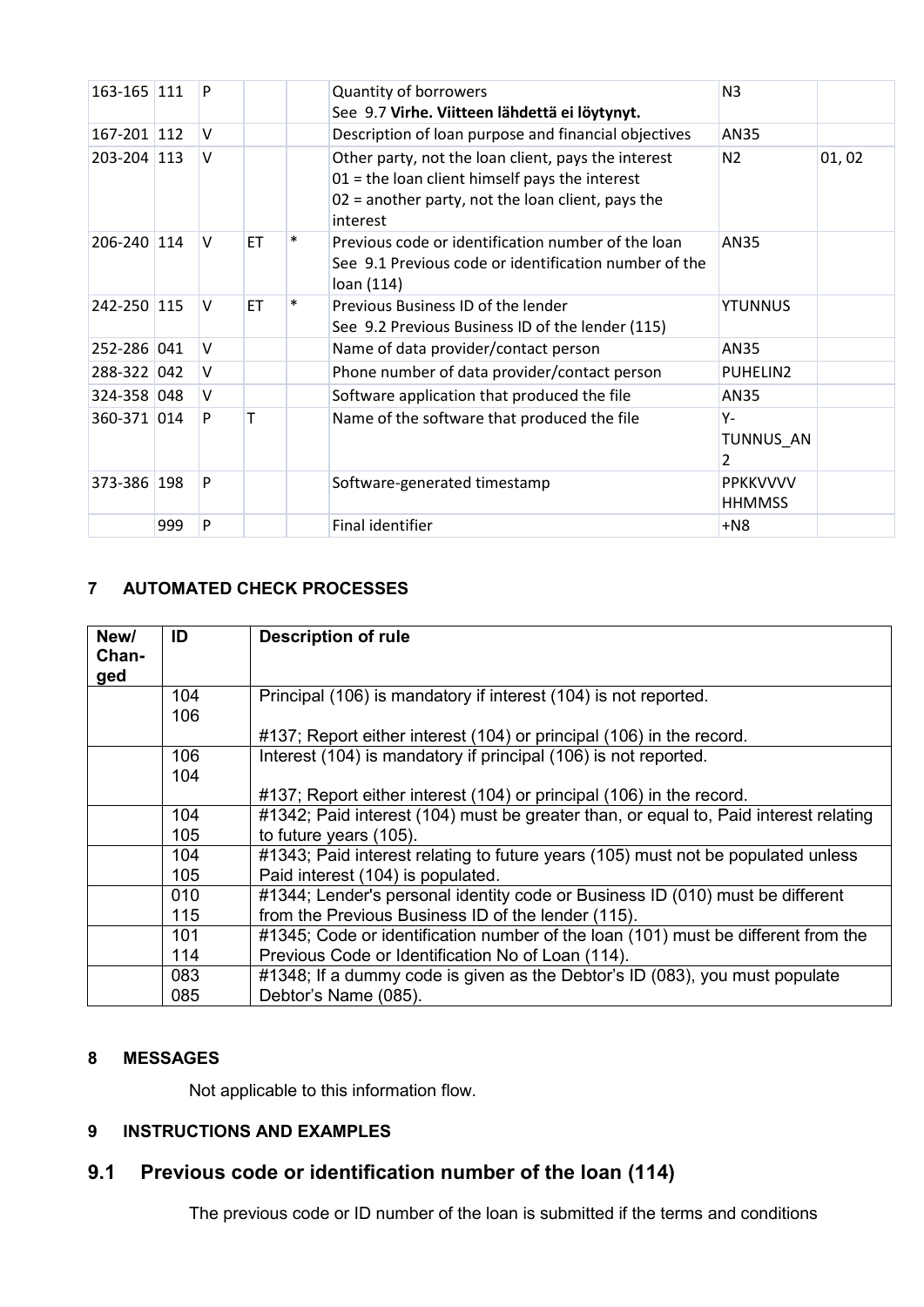| | | | | | | | |
|---|---|---|---|---|---|---|---|
| 163-165 | 111 | P | | | Quantity of borrowers<br>See 9.7 **Virhe. Viitteen lähdettä ei löytynyt.** | N3 | |
| 167-201 | 112 | V | | | Description of loan purpose and financial objectives | AN35 | |
| 203-204 | 113 | V | | | Other party, not the loan client, pays the interest<br>01 = the loan client himself pays the interest<br>02 = another party, not the loan client, pays the interest | N2 | 01, 02 |
| 206-240 | 114 | V | ET | * | Previous code or identification number of the loan<br>See 9.1 Previous code or identification number of the loan (114) | AN35 | |
| 242-250 | 115 | V | ET | * | Previous Business ID of the lender<br>See 9.2 Previous Business ID of the lender (115) | YTUNNUS | |
| 252-286 | 041 | V | | | Name of data provider/contact person | AN35 | |
| 288-322 | 042 | V | | | Phone number of data provider/contact person | PUHELIN2 | |
| 324-358 | 048 | V | | | Software application that produced the file | AN35 | |
| 360-371 | 014 | P | T | | Name of the software that produced the file | Y-TUNNUS_AN2 | |
| 373-386 | 198 | P | | | Software-generated timestamp | PPKKVVVV HHMMSS | |
| | 999 | P | | | Final identifier | +N8 | |

## 7 AUTOMATED CHECK PROCESSES

| New/ Chan-ged | ID | Description of rule |
|---|---|---|
| | 104<br>106 | Principal (106) is mandatory if interest (104) is not reported.<br><br>#137; Report either interest (104) or principal (106) in the record. |
| | 106<br>104 | Interest (104) is mandatory if principal (106) is not reported.<br><br>#137; Report either interest (104) or principal (106) in the record. |
| | 104<br>105 | #1342; Paid interest (104) must be greater than, or equal to, Paid interest relating to future years (105). |
| | 104<br>105 | #1343; Paid interest relating to future years (105) must not be populated unless Paid interest (104) is populated. |
| | 010<br>115 | #1344; Lender's personal identity code or Business ID (010) must be different from the Previous Business ID of the lender (115). |
| | 101<br>114 | #1345; Code or identification number of the loan (101) must be different from the Previous Code or Identification No of Loan (114). |
| | 083<br>085 | #1348; If a dummy code is given as the Debtor's ID (083), you must populate Debtor's Name (085). |

## 8 MESSAGES

Not applicable to this information flow.

## 9 INSTRUCTIONS AND EXAMPLES

## 9.1 Previous code or identification number of the loan (114)

The previous code or ID number of the loan is submitted if the terms and conditions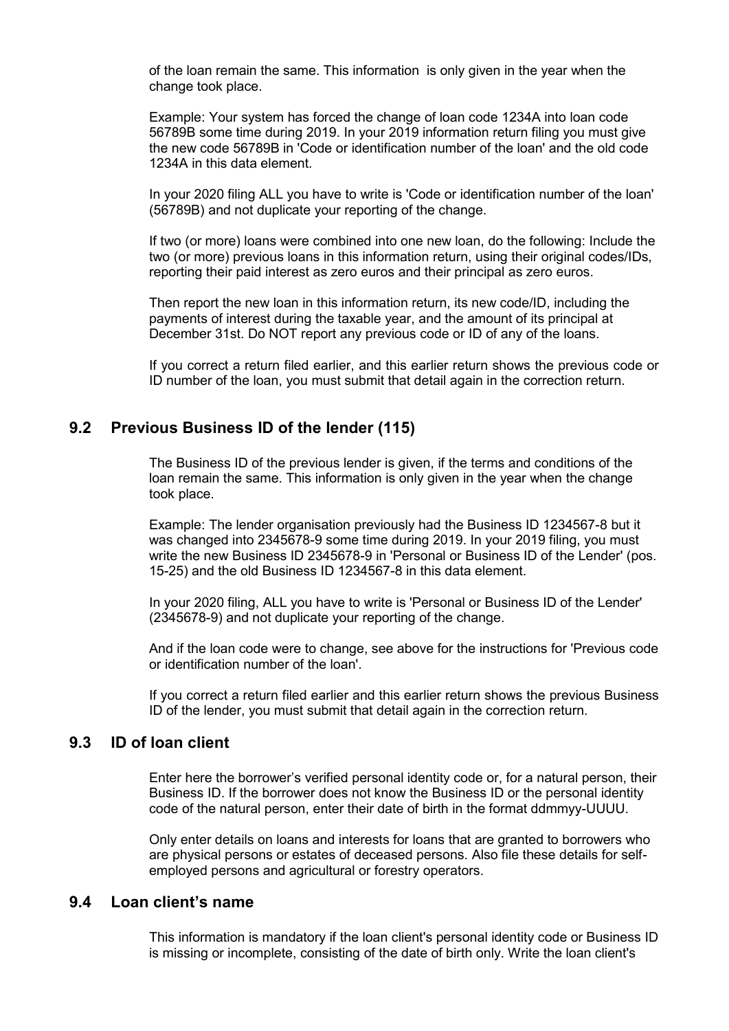of the loan remain the same. This information  is only given in the year when the change took place.

Example: Your system has forced the change of loan code 1234A into loan code 56789B some time during 2019. In your 2019 information return filing you must give the new code 56789B in 'Code or identification number of the loan' and the old code 1234A in this data element.

In your 2020 filing ALL you have to write is 'Code or identification number of the loan' (56789B) and not duplicate your reporting of the change.

If two (or more) loans were combined into one new loan, do the following: Include the two (or more) previous loans in this information return, using their original codes/IDs, reporting their paid interest as zero euros and their principal as zero euros.

Then report the new loan in this information return, its new code/ID, including the payments of interest during the taxable year, and the amount of its principal at December 31st. Do NOT report any previous code or ID of any of the loans.

If you correct a return filed earlier, and this earlier return shows the previous code or ID number of the loan, you must submit that detail again in the correction return.

## 9.2 Previous Business ID of the lender (115)

The Business ID of the previous lender is given, if the terms and conditions of the loan remain the same. This information is only given in the year when the change took place.

Example: The lender organisation previously had the Business ID 1234567-8 but it was changed into 2345678-9 some time during 2019. In your 2019 filing, you must write the new Business ID 2345678-9 in 'Personal or Business ID of the Lender' (pos. 15-25) and the old Business ID 1234567-8 in this data element.

In your 2020 filing, ALL you have to write is 'Personal or Business ID of the Lender' (2345678-9) and not duplicate your reporting of the change.

And if the loan code were to change, see above for the instructions for 'Previous code or identification number of the loan'.

If you correct a return filed earlier and this earlier return shows the previous Business ID of the lender, you must submit that detail again in the correction return.

## 9.3 ID of loan client

Enter here the borrower's verified personal identity code or, for a natural person, their Business ID. If the borrower does not know the Business ID or the personal identity code of the natural person, enter their date of birth in the format ddmmyy-UUUU.

Only enter details on loans and interests for loans that are granted to borrowers who are physical persons or estates of deceased persons. Also file these details for self-employed persons and agricultural or forestry operators.

## 9.4 Loan client's name

This information is mandatory if the loan client's personal identity code or Business ID is missing or incomplete, consisting of the date of birth only. Write the loan client's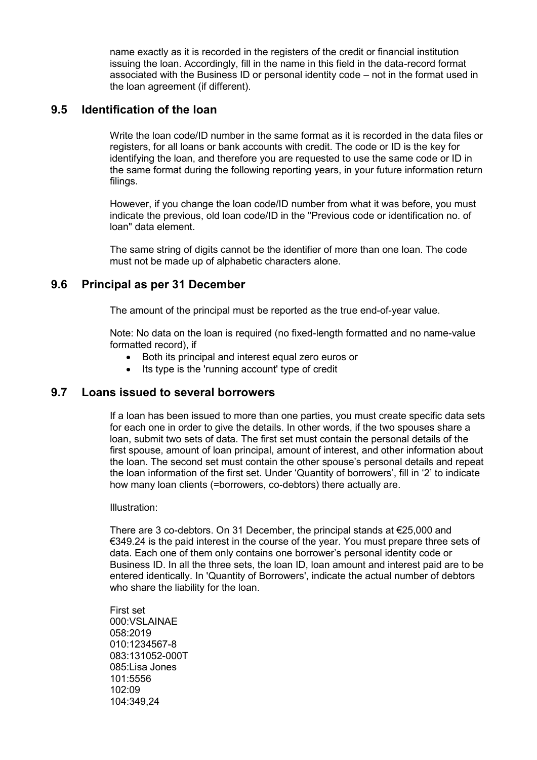name exactly as it is recorded in the registers of the credit or financial institution issuing the loan. Accordingly, fill in the name in this field in the data-record format associated with the Business ID or personal identity code – not in the format used in the loan agreement (if different).

## 9.5 Identification of the loan

Write the loan code/ID number in the same format as it is recorded in the data files or registers, for all loans or bank accounts with credit. The code or ID is the key for identifying the loan, and therefore you are requested to use the same code or ID in the same format during the following reporting years, in your future information return filings.

However, if you change the loan code/ID number from what it was before, you must indicate the previous, old loan code/ID in the "Previous code or identification no. of loan" data element.

The same string of digits cannot be the identifier of more than one loan. The code must not be made up of alphabetic characters alone.

## 9.6 Principal as per 31 December

The amount of the principal must be reported as the true end-of-year value.

Note: No data on the loan is required (no fixed-length formatted and no name-value formatted record), if

- Both its principal and interest equal zero euros or
- Its type is the 'running account' type of credit

## 9.7 Loans issued to several borrowers

If a loan has been issued to more than one parties, you must create specific data sets for each one in order to give the details. In other words, if the two spouses share a loan, submit two sets of data. The first set must contain the personal details of the first spouse, amount of loan principal, amount of interest, and other information about the loan. The second set must contain the other spouse's personal details and repeat the loan information of the first set. Under 'Quantity of borrowers', fill in '2' to indicate how many loan clients (=borrowers, co-debtors) there actually are.

Illustration:

There are 3 co-debtors. On 31 December, the principal stands at €25,000 and €349.24 is the paid interest in the course of the year. You must prepare three sets of data. Each one of them only contains one borrower's personal identity code or Business ID. In all the three sets, the loan ID, loan amount and interest paid are to be entered identically. In 'Quantity of Borrowers', indicate the actual number of debtors who share the liability for the loan.

First set
000:VSLAINAE
058:2019
010:1234567-8
083:131052-000T
085:Lisa Jones
101:5556
102:09
104:349,24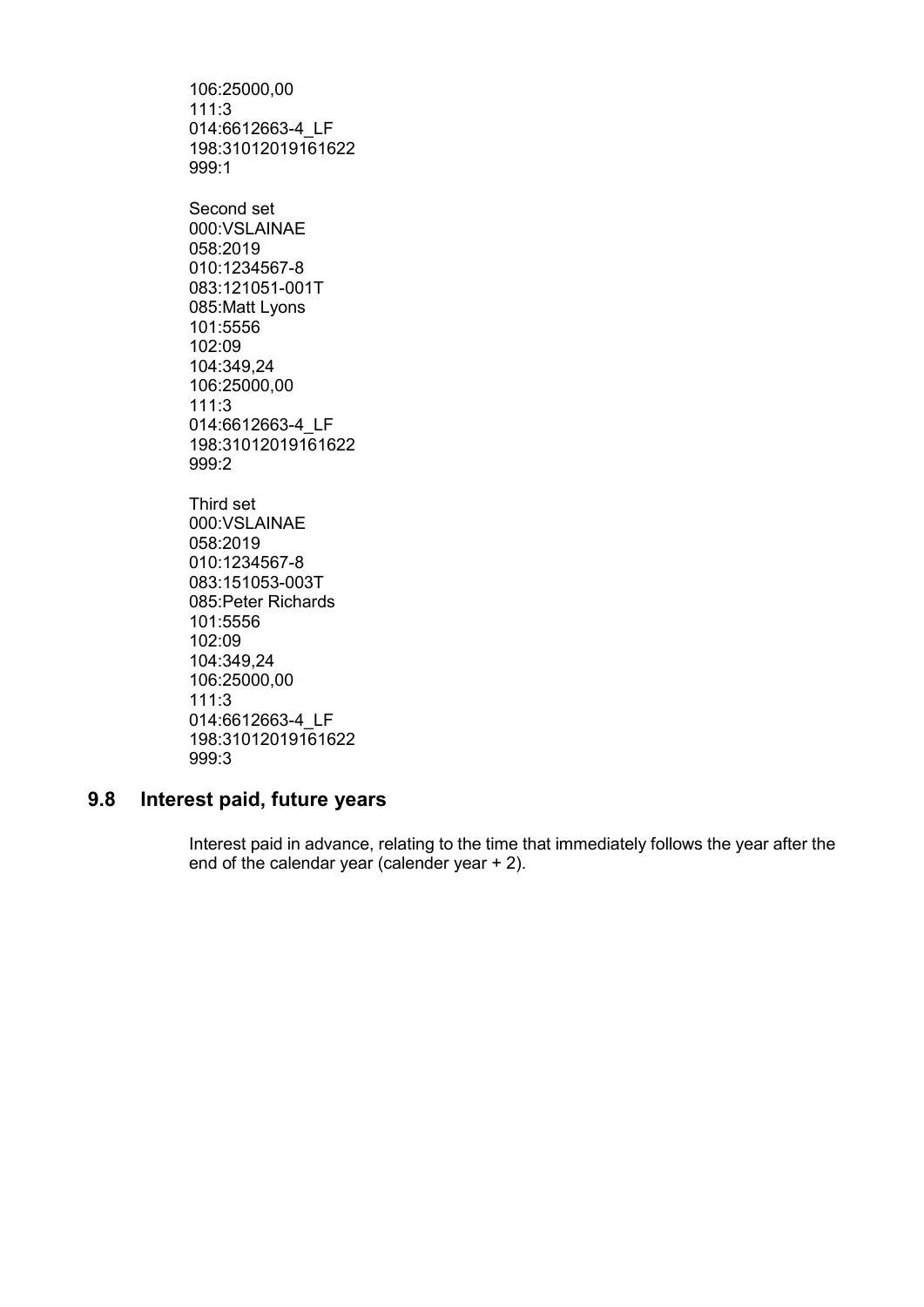106:25000,00
111:3
014:6612663-4_LF
198:31012019161622
999:1

Second set
000:VSLAINAE
058:2019
010:1234567-8
083:121051-001T
085:Matt Lyons
101:5556
102:09
104:349,24
106:25000,00
111:3
014:6612663-4_LF
198:31012019161622
999:2

Third set
000:VSLAINAE
058:2019
010:1234567-8
083:151053-003T
085:Peter Richards
101:5556
102:09
104:349,24
106:25000,00
111:3
014:6612663-4_LF
198:31012019161622
999:3

## 9.8 Interest paid, future years

Interest paid in advance, relating to the time that immediately follows the year after the end of the calendar year (calender year + 2).